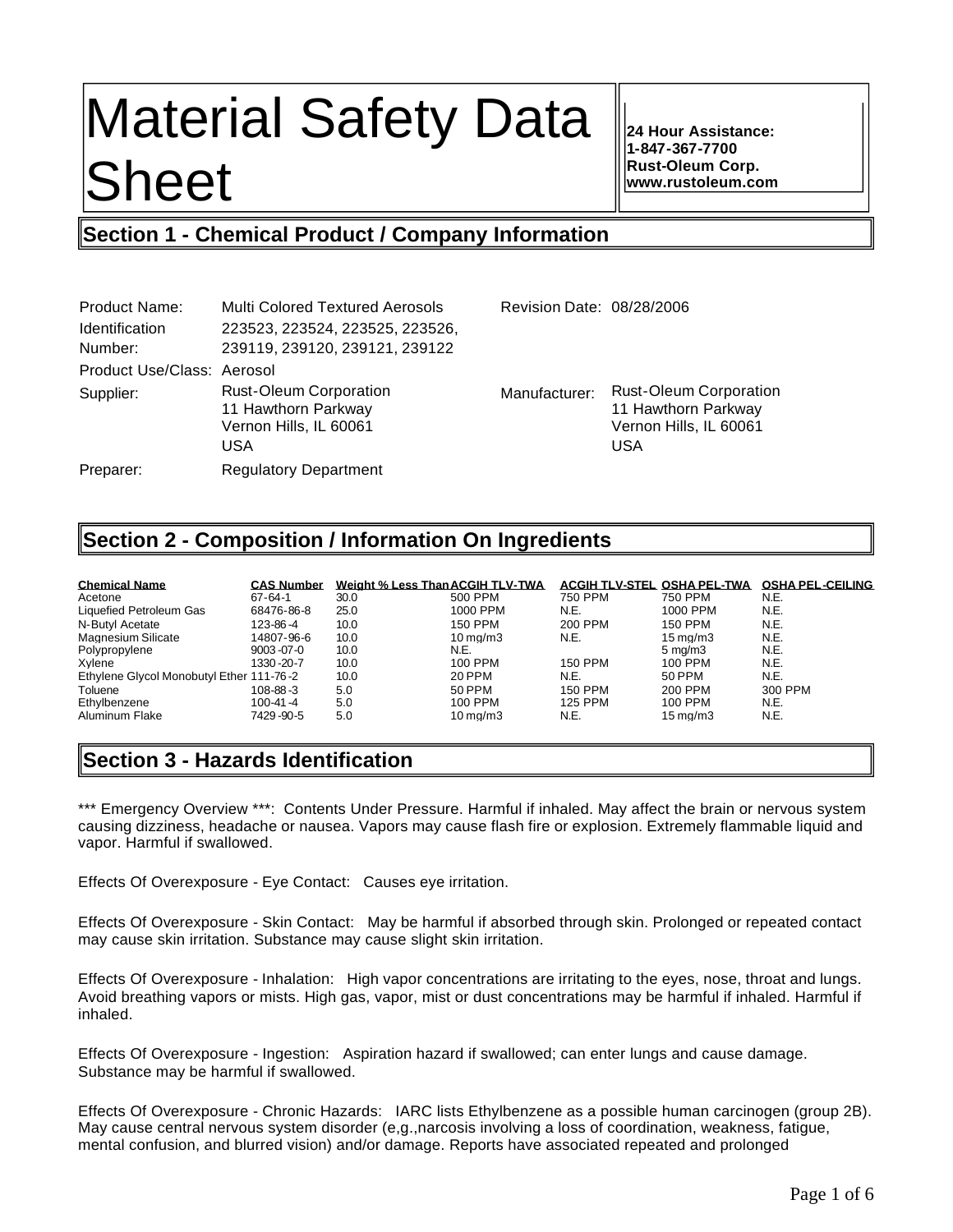# Material Safety Data Sheet

**24 Hour Assistance:**
**1-847-367-7700**
**Rust-Oleum Corp.**
**www.rustoleum.com**

## Section 1 - Chemical Product / Company Information

| | | | |
|---|---|---|---|
| Product Name: | Multi Colored Textured Aerosols | Revision Date: | 08/28/2006 |
| Identification Number: | 223523, 223524, 223525, 223526, 239119, 239120, 239121, 239122 | | |
| Product Use/Class: | Aerosol | | |
| Supplier: | Rust-Oleum Corporation<br>11 Hawthorn Parkway<br>Vernon Hills, IL 60061<br>USA | Manufacturer: | Rust-Oleum Corporation<br>11 Hawthorn Parkway<br>Vernon Hills, IL 60061<br>USA |
| Preparer: | Regulatory Department | | |

## Section 2 - Composition / Information On Ingredients

| Chemical Name | CAS Number | Weight % Less Than | ACGIH TLV-TWA | ACGIH TLV-STEL | OSHA PEL-TWA | OSHA PEL-CEILING |
|---|---|---|---|---|---|---|
| Acetone | 67-64-1 | 30.0 | 500 PPM | 750 PPM | 750 PPM | N.E. |
| Liquefied Petroleum Gas | 68476-86-8 | 25.0 | 1000 PPM | N.E. | 1000 PPM | N.E. |
| N-Butyl Acetate | 123-86-4 | 10.0 | 150 PPM | 200 PPM | 150 PPM | N.E. |
| Magnesium Silicate | 14807-96-6 | 10.0 | 10 mg/m3 | N.E. | 15 mg/m3 | N.E. |
| Polypropylene | 9003-07-0 | 10.0 | N.E. | | 5 mg/m3 | N.E. |
| Xylene | 1330-20-7 | 10.0 | 100 PPM | 150 PPM | 100 PPM | N.E. |
| Ethylene Glycol Monobutyl Ether | 111-76-2 | 10.0 | 20 PPM | N.E. | 50 PPM | N.E. |
| Toluene | 108-88-3 | 5.0 | 50 PPM | 150 PPM | 200 PPM | 300 PPM |
| Ethylbenzene | 100-41-4 | 5.0 | 100 PPM | 125 PPM | 100 PPM | N.E. |
| Aluminum Flake | 7429-90-5 | 5.0 | 10 mg/m3 | N.E. | 15 mg/m3 | N.E. |

## Section 3 - Hazards Identification

*** Emergency Overview ***: Contents Under Pressure. Harmful if inhaled. May affect the brain or nervous system causing dizziness, headache or nausea. Vapors may cause flash fire or explosion. Extremely flammable liquid and vapor. Harmful if swallowed.

Effects Of Overexposure - Eye Contact: Causes eye irritation.

Effects Of Overexposure - Skin Contact: May be harmful if absorbed through skin. Prolonged or repeated contact may cause skin irritation. Substance may cause slight skin irritation.

Effects Of Overexposure - Inhalation: High vapor concentrations are irritating to the eyes, nose, throat and lungs. Avoid breathing vapors or mists. High gas, vapor, mist or dust concentrations may be harmful if inhaled. Harmful if inhaled.

Effects Of Overexposure - Ingestion: Aspiration hazard if swallowed; can enter lungs and cause damage. Substance may be harmful if swallowed.

Effects Of Overexposure - Chronic Hazards: IARC lists Ethylbenzene as a possible human carcinogen (group 2B). May cause central nervous system disorder (e,g.,narcosis involving a loss of coordination, weakness, fatigue, mental confusion, and blurred vision) and/or damage. Reports have associated repeated and prolonged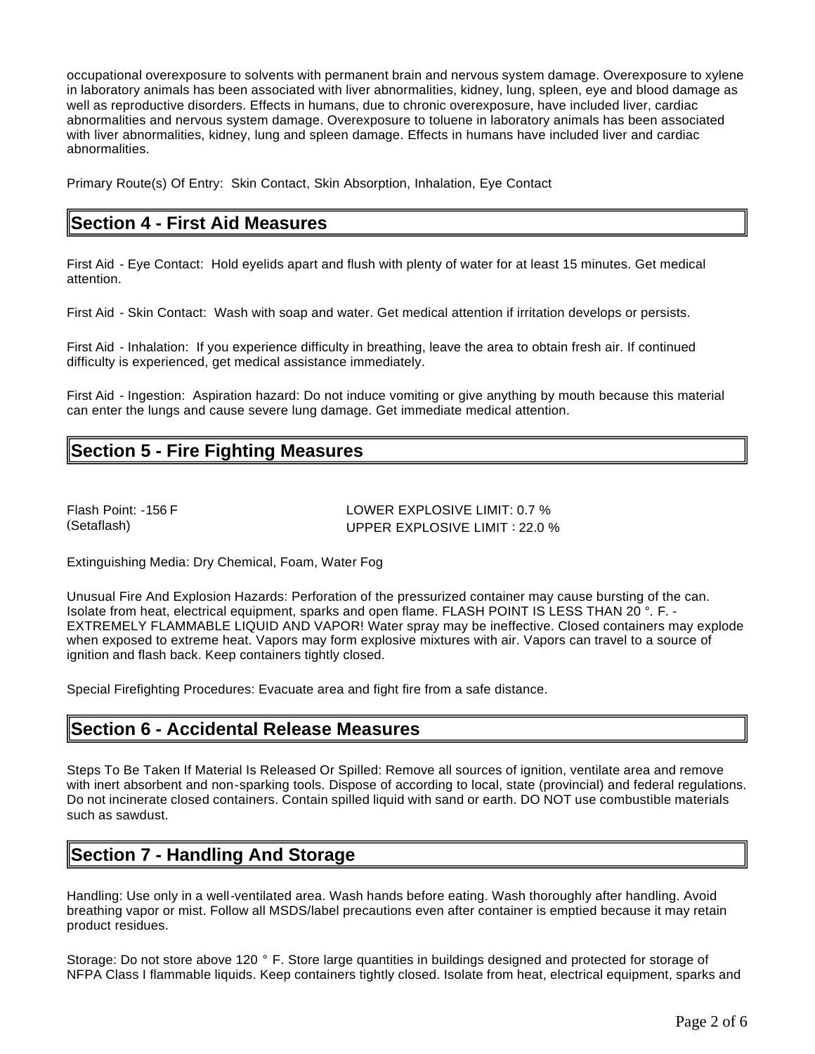occupational overexposure to solvents with permanent brain and nervous system damage. Overexposure to xylene in laboratory animals has been associated with liver abnormalities, kidney, lung, spleen, eye and blood damage as well as reproductive disorders. Effects in humans, due to chronic overexposure, have included liver, cardiac abnormalities and nervous system damage. Overexposure to toluene in laboratory animals has been associated with liver abnormalities, kidney, lung and spleen damage. Effects in humans have included liver and cardiac abnormalities.

Primary Route(s) Of Entry: Skin Contact, Skin Absorption, Inhalation, Eye Contact

## Section 4 - First Aid Measures

First Aid - Eye Contact: Hold eyelids apart and flush with plenty of water for at least 15 minutes. Get medical attention.

First Aid - Skin Contact: Wash with soap and water. Get medical attention if irritation develops or persists.

First Aid - Inhalation: If you experience difficulty in breathing, leave the area to obtain fresh air. If continued difficulty is experienced, get medical assistance immediately.

First Aid - Ingestion: Aspiration hazard: Do not induce vomiting or give anything by mouth because this material can enter the lungs and cause severe lung damage. Get immediate medical attention.

## Section 5 - Fire Fighting Measures

Flash Point: -156 F (Setaflash)

LOWER EXPLOSIVE LIMIT: 0.7 %
UPPER EXPLOSIVE LIMIT : 22.0 %

Extinguishing Media: Dry Chemical, Foam, Water Fog

Unusual Fire And Explosion Hazards: Perforation of the pressurized container may cause bursting of the can. Isolate from heat, electrical equipment, sparks and open flame. FLASH POINT IS LESS THAN 20 °. F. - EXTREMELY FLAMMABLE LIQUID AND VAPOR! Water spray may be ineffective. Closed containers may explode when exposed to extreme heat. Vapors may form explosive mixtures with air. Vapors can travel to a source of ignition and flash back. Keep containers tightly closed.

Special Firefighting Procedures: Evacuate area and fight fire from a safe distance.

## Section 6 - Accidental Release Measures

Steps To Be Taken If Material Is Released Or Spilled: Remove all sources of ignition, ventilate area and remove with inert absorbent and non-sparking tools. Dispose of according to local, state (provincial) and federal regulations. Do not incinerate closed containers. Contain spilled liquid with sand or earth. DO NOT use combustible materials such as sawdust.

## Section 7 - Handling And Storage

Handling: Use only in a well-ventilated area. Wash hands before eating. Wash thoroughly after handling. Avoid breathing vapor or mist. Follow all MSDS/label precautions even after container is emptied because it may retain product residues.

Storage: Do not store above 120 ° F. Store large quantities in buildings designed and protected for storage of NFPA Class I flammable liquids. Keep containers tightly closed. Isolate from heat, electrical equipment, sparks and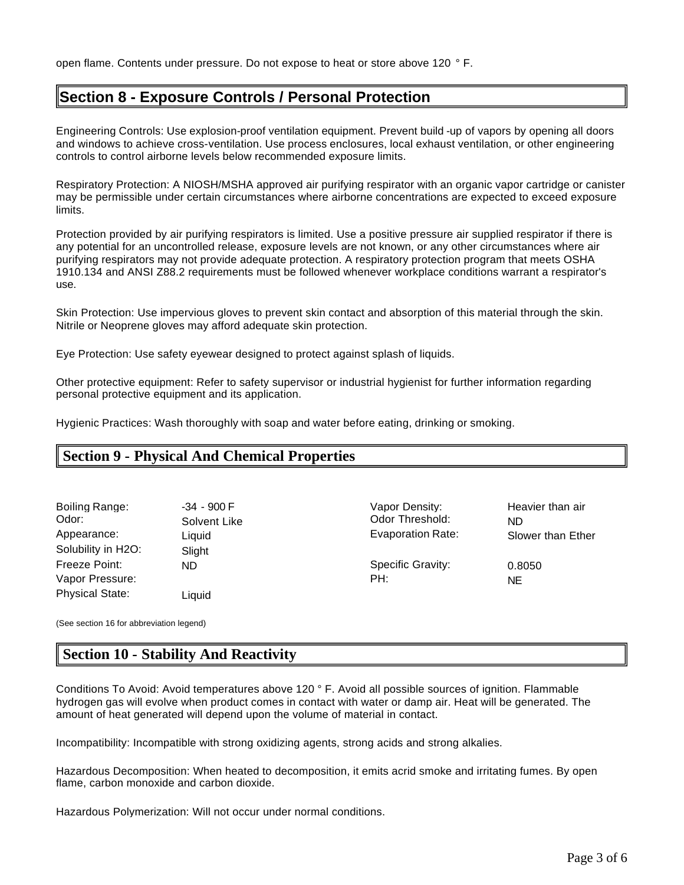open flame. Contents under pressure. Do not expose to heat or store above 120 ° F.

## Section 8 - Exposure Controls / Personal Protection

Engineering Controls: Use explosion-proof ventilation equipment. Prevent build -up of vapors by opening all doors and windows to achieve cross-ventilation. Use process enclosures, local exhaust ventilation, or other engineering controls to control airborne levels below recommended exposure limits.

Respiratory Protection: A NIOSH/MSHA approved air purifying respirator with an organic vapor cartridge or canister may be permissible under certain circumstances where airborne concentrations are expected to exceed exposure limits.

Protection provided by air purifying respirators is limited. Use a positive pressure air supplied respirator if there is any potential for an uncontrolled release, exposure levels are not known, or any other circumstances where air purifying respirators may not provide adequate protection. A respiratory protection program that meets OSHA 1910.134 and ANSI Z88.2 requirements must be followed whenever workplace conditions warrant a respirator's use.

Skin Protection: Use impervious gloves to prevent skin contact and absorption of this material through the skin. Nitrile or Neoprene gloves may afford adequate skin protection.

Eye Protection: Use safety eyewear designed to protect against splash of liquids.

Other protective equipment: Refer to safety supervisor or industrial hygienist for further information regarding personal protective equipment and its application.

Hygienic Practices: Wash thoroughly with soap and water before eating, drinking or smoking.

## Section 9 - Physical And Chemical Properties

| | | | |
|---|---|---|---|
| Boiling Range: | -34 - 900 F | Vapor Density: | Heavier than air |
| Odor: | Solvent Like | Odor Threshold: | ND |
| Appearance: | Liquid | Evaporation Rate: | Slower than Ether |
| Solubility in H2O: | Slight | | |
| Freeze Point: | ND | Specific Gravity: | 0.8050 |
| Vapor Pressure: | | PH: | NE |
| Physical State: | Liquid | | |

(See section 16 for abbreviation legend)

## Section 10 - Stability And Reactivity

Conditions To Avoid: Avoid temperatures above 120 ° F. Avoid all possible sources of ignition. Flammable hydrogen gas will evolve when product comes in contact with water or damp air. Heat will be generated. The amount of heat generated will depend upon the volume of material in contact.

Incompatibility: Incompatible with strong oxidizing agents, strong acids and strong alkalies.

Hazardous Decomposition: When heated to decomposition, it emits acrid smoke and irritating fumes. By open flame, carbon monoxide and carbon dioxide.

Hazardous Polymerization: Will not occur under normal conditions.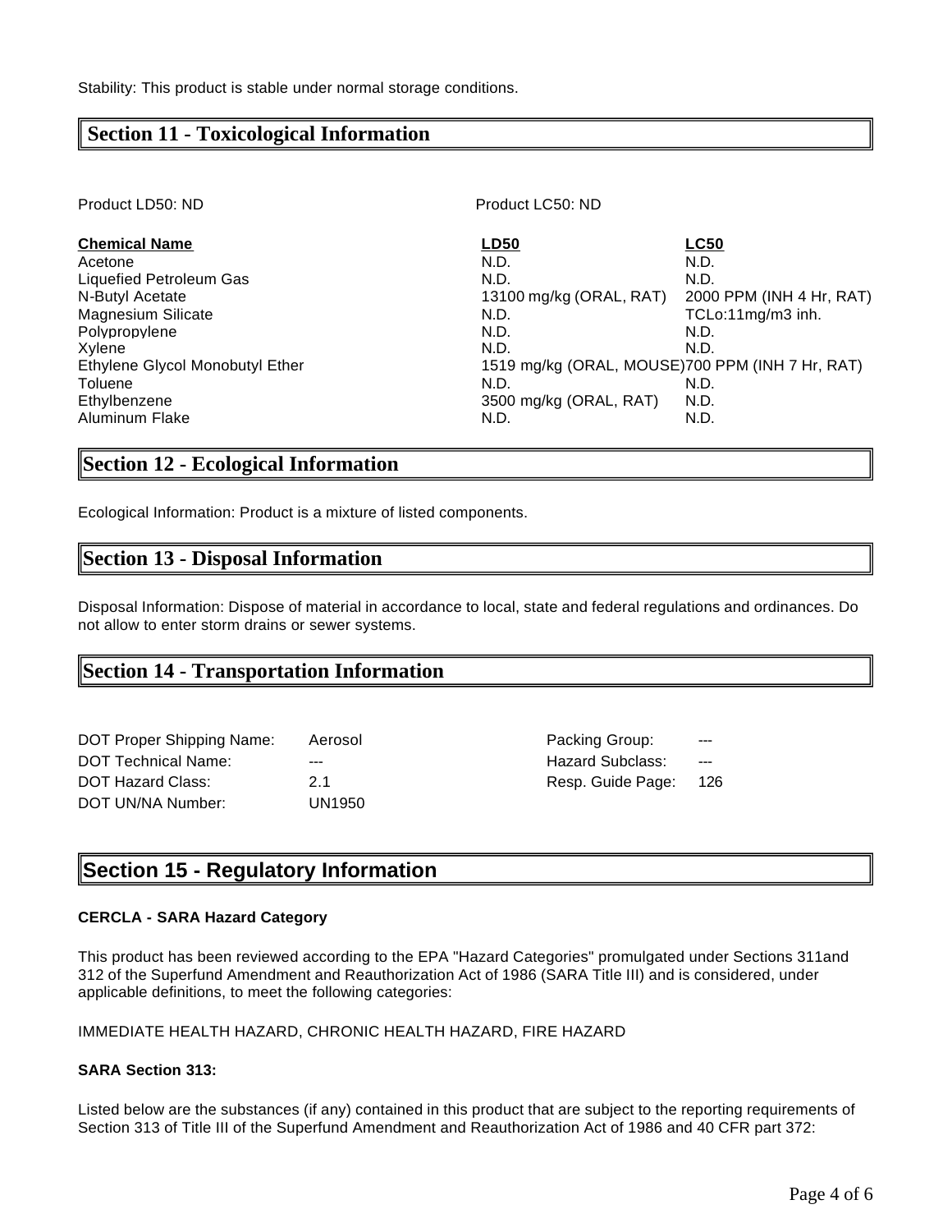Stability: This product is stable under normal storage conditions.

## Section 11 - Toxicological Information

Product LD50: ND

Product LC50: ND

| Chemical Name | LD50 | LC50 |
|---|---|---|
| Acetone | N.D. | N.D. |
| Liquefied Petroleum Gas | N.D. | N.D. |
| N-Butyl Acetate | 13100 mg/kg (ORAL, RAT) | 2000 PPM (INH 4 Hr, RAT) |
| Magnesium Silicate | N.D. | TCLo:11mg/m3 inh. |
| Polypropylene | N.D. | N.D. |
| Xylene | N.D. | N.D. |
| Ethylene Glycol Monobutyl Ether | 1519 mg/kg (ORAL, MOUSE) | 700 PPM (INH 7 Hr, RAT) |
| Toluene | N.D. | N.D. |
| Ethylbenzene | 3500 mg/kg (ORAL, RAT) | N.D. |
| Aluminum Flake | N.D. | N.D. |

## Section 12 - Ecological Information

Ecological Information: Product is a mixture of listed components.

## Section 13 - Disposal Information

Disposal Information: Dispose of material in accordance to local, state and federal regulations and ordinances. Do not allow to enter storm drains or sewer systems.

## Section 14 - Transportation Information

| | | | |
|---|---|---|---|
| DOT Proper Shipping Name: | Aerosol | Packing Group: | --- |
| DOT Technical Name: | --- | Hazard Subclass: | --- |
| DOT Hazard Class: | 2.1 | Resp. Guide Page: | 126 |
| DOT UN/NA Number: | UN1950 | | |

## Section 15 - Regulatory Information

**CERCLA - SARA Hazard Category**

This product has been reviewed according to the EPA "Hazard Categories" promulgated under Sections 311and 312 of the Superfund Amendment and Reauthorization Act of 1986 (SARA Title III) and is considered, under applicable definitions, to meet the following categories:

IMMEDIATE HEALTH HAZARD, CHRONIC HEALTH HAZARD, FIRE HAZARD

**SARA Section 313:**

Listed below are the substances (if any) contained in this product that are subject to the reporting requirements of Section 313 of Title III of the Superfund Amendment and Reauthorization Act of 1986 and 40 CFR part 372: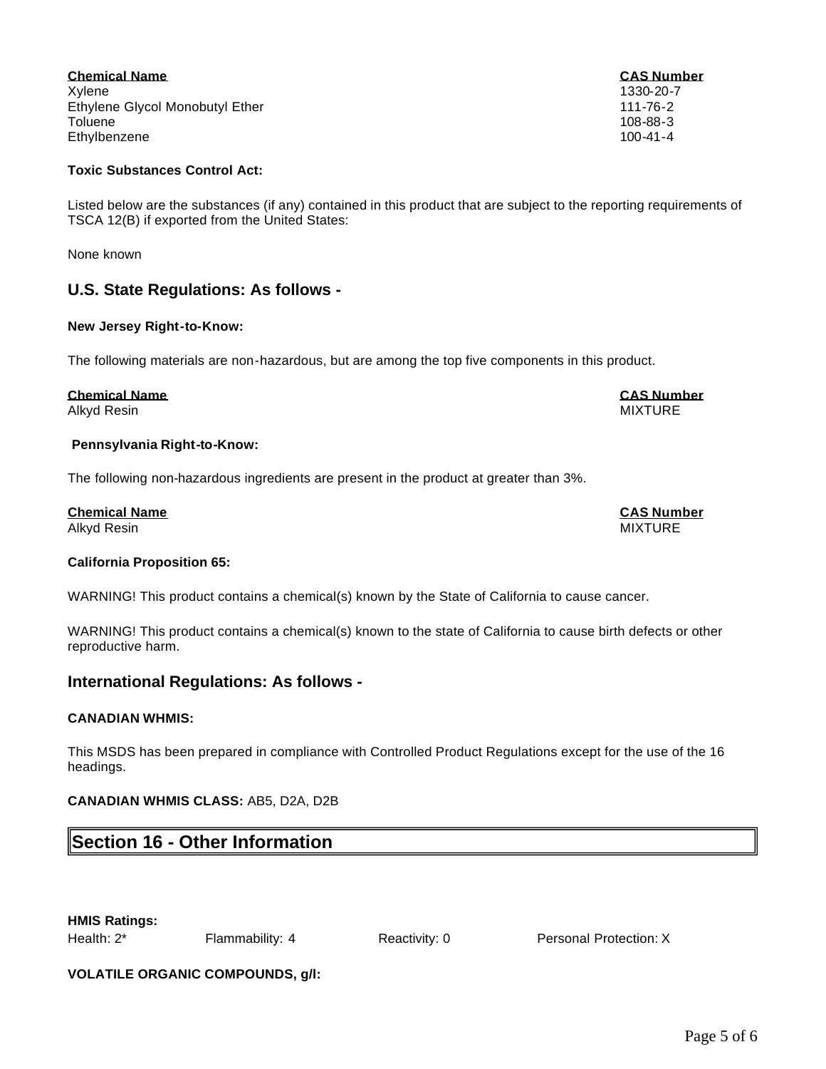| Chemical Name | CAS Number |
|---|---|
| Xylene | 1330-20-7 |
| Ethylene Glycol Monobutyl Ether | 111-76-2 |
| Toluene | 108-88-3 |
| Ethylbenzene | 100-41-4 |

**Toxic Substances Control Act:**

Listed below are the substances (if any) contained in this product that are subject to the reporting requirements of TSCA 12(B) if exported from the United States:

None known

## U.S. State Regulations: As follows -

**New Jersey Right-to-Know:**

The following materials are non-hazardous, but are among the top five components in this product.

| Chemical Name | CAS Number |
|---|---|
| Alkyd Resin | MIXTURE |

**Pennsylvania Right-to-Know:**

The following non-hazardous ingredients are present in the product at greater than 3%.

| Chemical Name | CAS Number |
|---|---|
| Alkyd Resin | MIXTURE |

**California Proposition 65:**

WARNING! This product contains a chemical(s) known by the State of California to cause cancer.

WARNING! This product contains a chemical(s) known to the state of California to cause birth defects or other reproductive harm.

## International Regulations: As follows -

**CANADIAN WHMIS:**

This MSDS has been prepared in compliance with Controlled Product Regulations except for the use of the 16 headings.

**CANADIAN WHMIS CLASS:** AB5, D2A, D2B

## Section 16 - Other Information

**HMIS Ratings:**

Health: 2*    Flammability: 4    Reactivity: 0    Personal Protection: X

**VOLATILE ORGANIC COMPOUNDS, g/l:**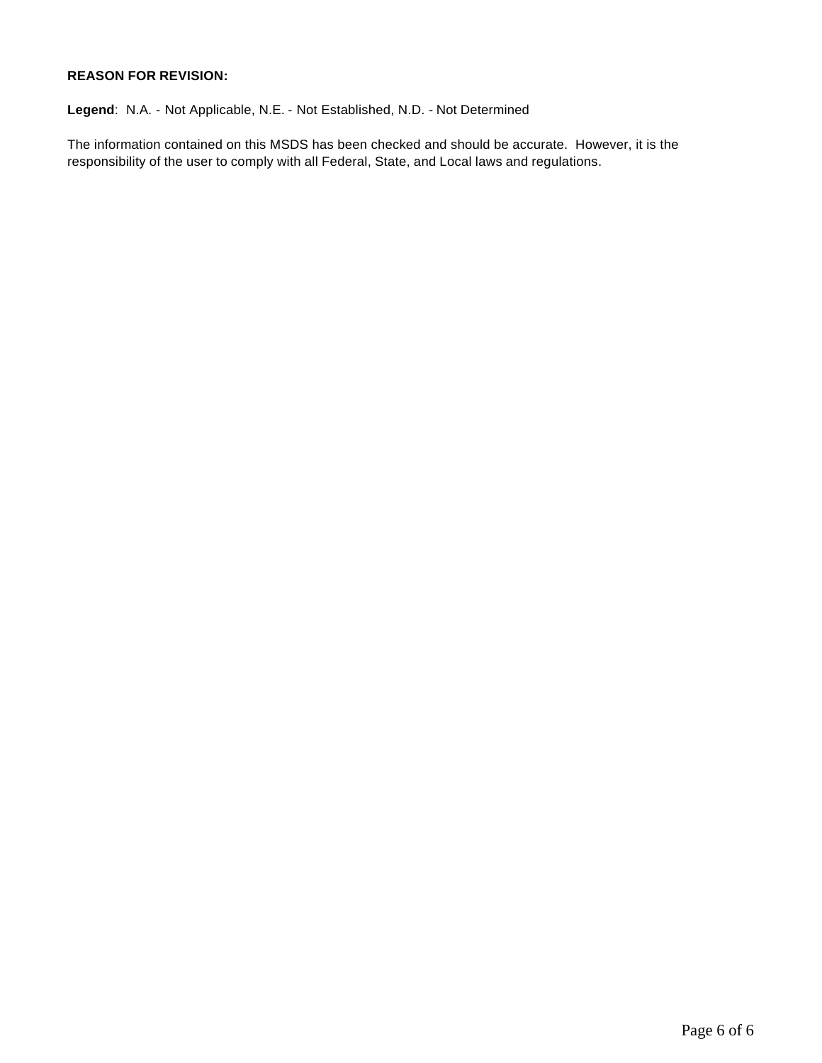**REASON FOR REVISION:**

**Legend**: N.A. - Not Applicable, N.E. - Not Established, N.D. - Not Determined

The information contained on this MSDS has been checked and should be accurate. However, it is the responsibility of the user to comply with all Federal, State, and Local laws and regulations.